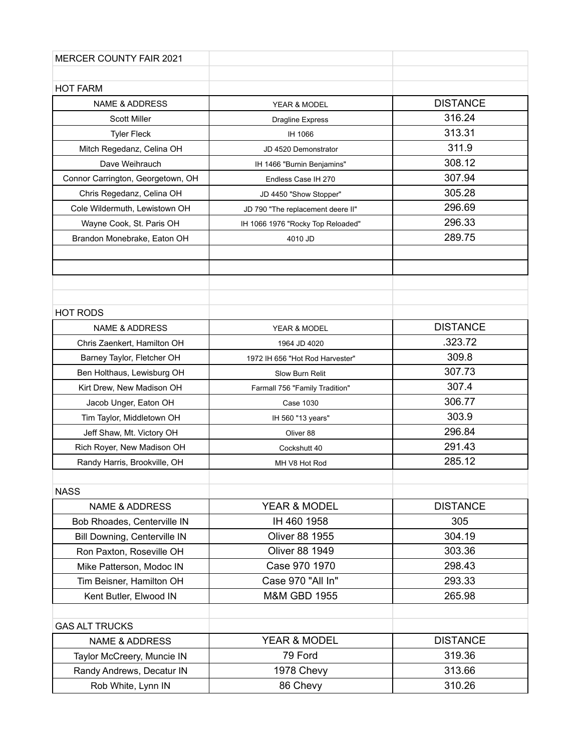# MERCER COUNTY FAIR 2021

## HOT FARM

| NAME & ADDRESS | YEAR & MODEL | DISTANCE |
|---|---|---|
| Scott Miller | Dragline Express | 316.24 |
| Tyler Fleck | IH 1066 | 313.31 |
| Mitch Regedanz, Celina OH | JD 4520 Demonstrator | 311.9 |
| Dave Weihrauch | IH 1466 "Burnin Benjamins" | 308.12 |
| Connor Carrington, Georgetown, OH | Endless Case IH 270 | 307.94 |
| Chris Regedanz, Celina OH | JD 4450 "Show Stopper" | 305.28 |
| Cole Wildermuth, Lewistown OH | JD 790 "The replacement deere II" | 296.69 |
| Wayne Cook, St. Paris OH | IH 1066 1976 "Rocky Top Reloaded" | 296.33 |
| Brandon Monebrake, Eaton OH | 4010 JD | 289.75 |
| | | |
| | | |

## HOT RODS

| NAME & ADDRESS | YEAR & MODEL | DISTANCE |
|---|---|---|
| Chris Zaenkert, Hamilton OH | 1964 JD 4020 | .323.72 |
| Barney Taylor, Fletcher OH | 1972 IH 656 "Hot Rod Harvester" | 309.8 |
| Ben Holthaus, Lewisburg OH | Slow Burn Relit | 307.73 |
| Kirt Drew, New Madison OH | Farmall 756 "Family Tradition" | 307.4 |
| Jacob Unger, Eaton OH | Case 1030 | 306.77 |
| Tim Taylor, Middletown OH | IH 560 "13 years" | 303.9 |
| Jeff Shaw, Mt. Victory OH | Oliver 88 | 296.84 |
| Rich Royer, New Madison OH | Cockshutt 40 | 291.43 |
| Randy Harris, Brookville, OH | MH V8 Hot Rod | 285.12 |

## NASS

| NAME & ADDRESS | YEAR & MODEL | DISTANCE |
|---|---|---|
| Bob Rhoades, Centerville IN | IH 460 1958 | 305 |
| Bill Downing, Centerville IN | Oliver 88 1955 | 304.19 |
| Ron Paxton, Roseville OH | Oliver 88 1949 | 303.36 |
| Mike Patterson, Modoc IN | Case 970 1970 | 298.43 |
| Tim Beisner, Hamilton OH | Case 970 "All In" | 293.33 |
| Kent Butler, Elwood IN | M&M GBD 1955 | 265.98 |

## GAS ALT TRUCKS

| NAME & ADDRESS | YEAR & MODEL | DISTANCE |
|---|---|---|
| Taylor McCreery, Muncie IN | 79 Ford | 319.36 |
| Randy Andrews, Decatur IN | 1978 Chevy | 313.66 |
| Rob White, Lynn IN | 86 Chevy | 310.26 |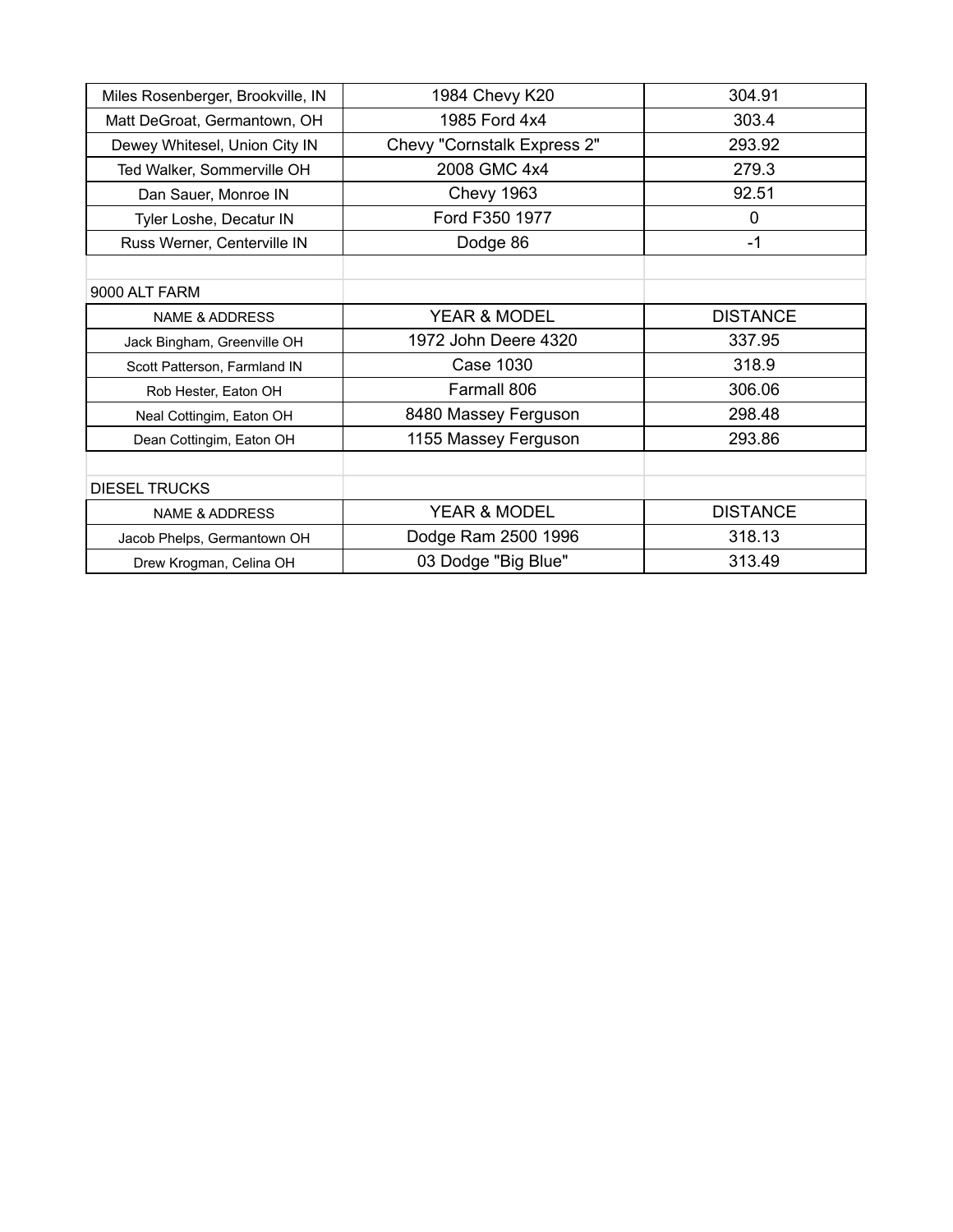| | | |
|---|---|---|
| Miles Rosenberger, Brookville, IN | 1984 Chevy K20 | 304.91 |
| Matt DeGroat, Germantown, OH | 1985 Ford 4x4 | 303.4 |
| Dewey Whitesel, Union City IN | Chevy "Cornstalk Express 2" | 293.92 |
| Ted Walker, Sommerville OH | 2008 GMC 4x4 | 279.3 |
| Dan Sauer, Monroe IN | Chevy 1963 | 92.51 |
| Tyler Loshe, Decatur IN | Ford F350 1977 | 0 |
| Russ Werner, Centerville IN | Dodge 86 | -1 |

9000 ALT FARM

| NAME & ADDRESS | YEAR & MODEL | DISTANCE |
|---|---|---|
| Jack Bingham, Greenville OH | 1972 John Deere 4320 | 337.95 |
| Scott Patterson, Farmland IN | Case 1030 | 318.9 |
| Rob Hester, Eaton OH | Farmall 806 | 306.06 |
| Neal Cottingim, Eaton OH | 8480 Massey Ferguson | 298.48 |
| Dean Cottingim, Eaton OH | 1155 Massey Ferguson | 293.86 |

DIESEL TRUCKS

| NAME & ADDRESS | YEAR & MODEL | DISTANCE |
|---|---|---|
| Jacob Phelps, Germantown OH | Dodge Ram 2500 1996 | 318.13 |
| Drew Krogman, Celina OH | 03 Dodge "Big Blue" | 313.49 |